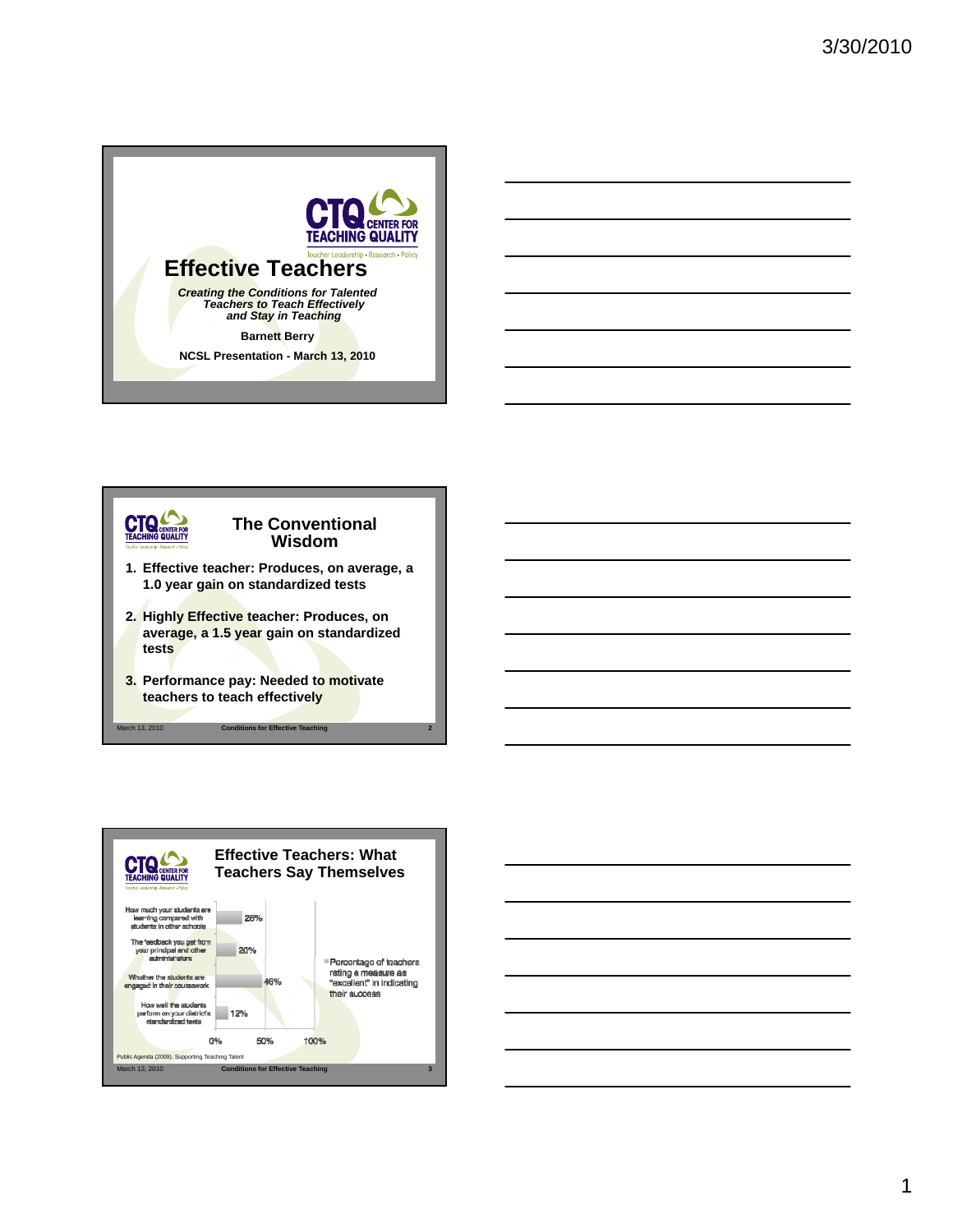# Effective Teachers

***Creating the Conditions for Talented Teachers to Teach Effectively and Stay in Teaching***

**Barnett Berry**

**NCSL Presentation - March 13, 2010**

## The Conventional Wisdom

1. **Effective teacher: Produces, on average, a 1.0 year gain on standardized tests**
2. **Highly Effective teacher: Produces, on average, a 1.5 year gain on standardized tests**
3. **Performance pay: Needed to motivate teachers to teach effectively**

March 13, 2010 — Conditions for Effective Teaching

## Effective Teachers: What Teachers Say Themselves

| Measure | Percentage of teachers rating a measure as "excellent" in indicating their success |
| --- | --- |
| How much your students are learning compared with students in other schools | 26% |
| The feedback you get from your principal and other administrators | 20% |
| Whether the students are engaged in their coursework | 46% |
| How well the students perform on your district's standardized tests | 12% |

Public Agenda (2009). Supporting Teaching Talent

March 13, 2010 — Conditions for Effective Teaching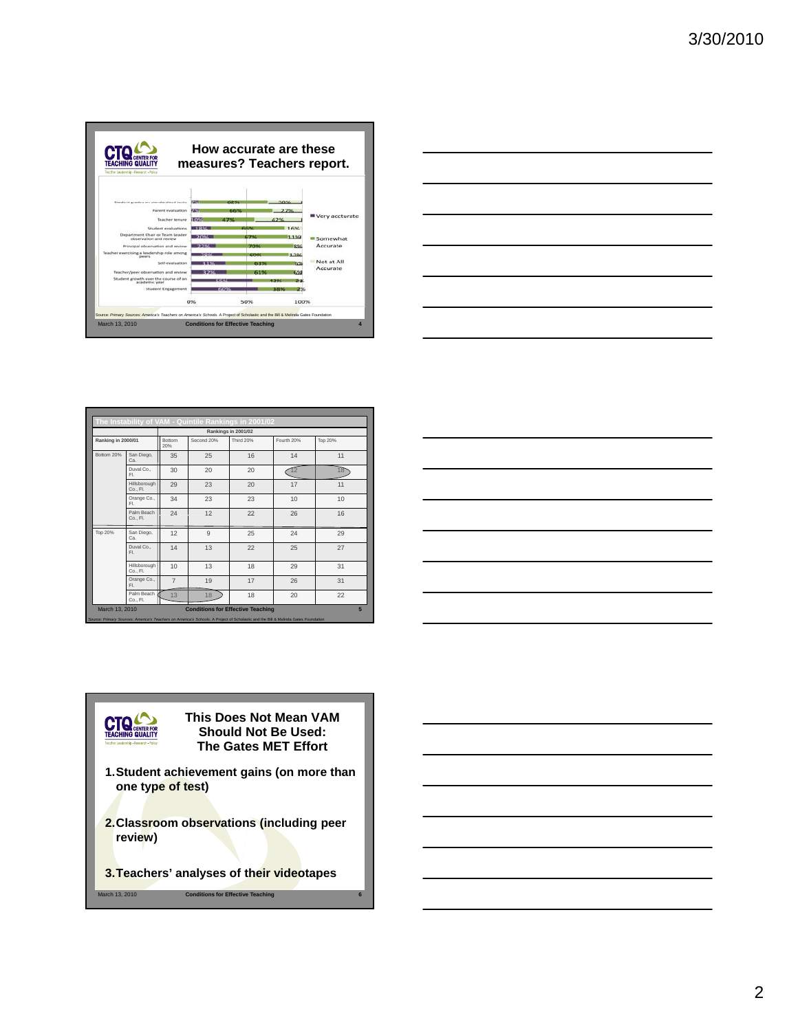## How accurate are these measures? Teachers report.

| Measure | Very accurate | Somewhat Accurate | Not at All Accurate |
|---|---|---|---|
| Student grades on standardized tests | 7% | 62% | 30% |
| Parent evaluation | 7% | 66% | 27% |
| Teacher tenure | 10% | 47% | 42% |
| Student evaluations | 18% | 65% | 16% |
| Department Chair or Team leader observation and review | 20% | 67% | 11% |
| Principal observation and review | 22% | 70% | 8% |
| Teacher exercising a leadership role among peers | 28% | 60% | 12% |
| Self-evaluation | 31% | 63% | 6% |
| Teacher/peer observation and review | 32% | 61% | 6% |
| Student growth over the course of an academic year | 55% | 43% | 3% |
| Student Engagement | 60% | 38% | 2% |

Source: *Primary Sources: America's Teachers on America's Schools.* A Project of Scholastic and the Bill & Melinda Gates Foundation

March 13, 2010 — Conditions for Effective Teaching

## The Instability of VAM - Quintile Rankings in 2001/02

| Ranking in 2000/01 | | Rankings in 2001/02: Bottom 20% | Second 20% | Third 20% | Fourth 20% | Top 20% |
|---|---|---|---|---|---|---|
| Bottom 20% | San Diego, Ca. | 35 | 25 | 16 | 14 | 11 |
| | Duval Co., Fl. | 30 | 20 | 20 | 12 | 18 |
| | Hillsborough Co., Fl. | 29 | 23 | 20 | 17 | 11 |
| | Orange Co., Fl. | 34 | 23 | 23 | 10 | 10 |
| | Palm Beach Co., Fl. | 24 | 12 | 22 | 26 | 16 |
| Top 20% | San Diego, Ca. | 12 | 9 | 25 | 24 | 29 |
| | Duval Co., Fl. | 14 | 13 | 22 | 25 | 27 |
| | Hillsborough Co., Fl. | 10 | 13 | 18 | 29 | 31 |
| | Orange Co., Fl. | 7 | 19 | 17 | 26 | 31 |
| | Palm Beach Co., Fl. | 13 | 16 | 18 | 20 | 22 |

March 13, 2010 — Conditions for Effective Teaching

Source: *Primary Sources: America's Teachers on America's Schools.* A Project of Scholastic and the Bill & Melinda Gates Foundation

## This Does Not Mean VAM Should Not Be Used: The Gates MET Effort

1. **Student achievement gains (on more than one type of test)**
2. **Classroom observations (including peer review)**
3. **Teachers' analyses of their videotapes**

March 13, 2010 — Conditions for Effective Teaching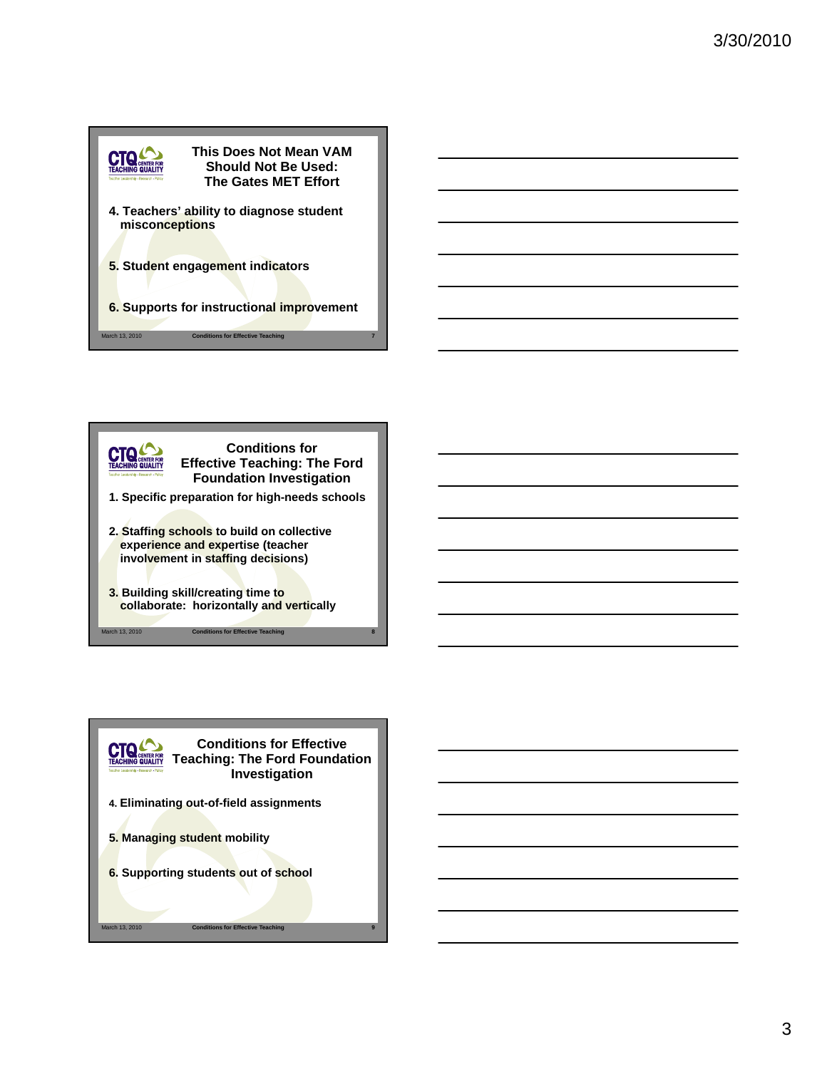## This Does Not Mean VAM Should Not Be Used: The Gates MET Effort

4. Teachers' ability to diagnose student misconceptions

5. Student engagement indicators

6. Supports for instructional improvement

## Conditions for Effective Teaching: The Ford Foundation Investigation

1. Specific preparation for high-needs schools

2. Staffing schools to build on collective experience and expertise (teacher involvement in staffing decisions)

3. Building skill/creating time to collaborate: horizontally and vertically

## Conditions for Effective Teaching: The Ford Foundation Investigation

4. Eliminating out-of-field assignments

5. Managing student mobility

6. Supporting students out of school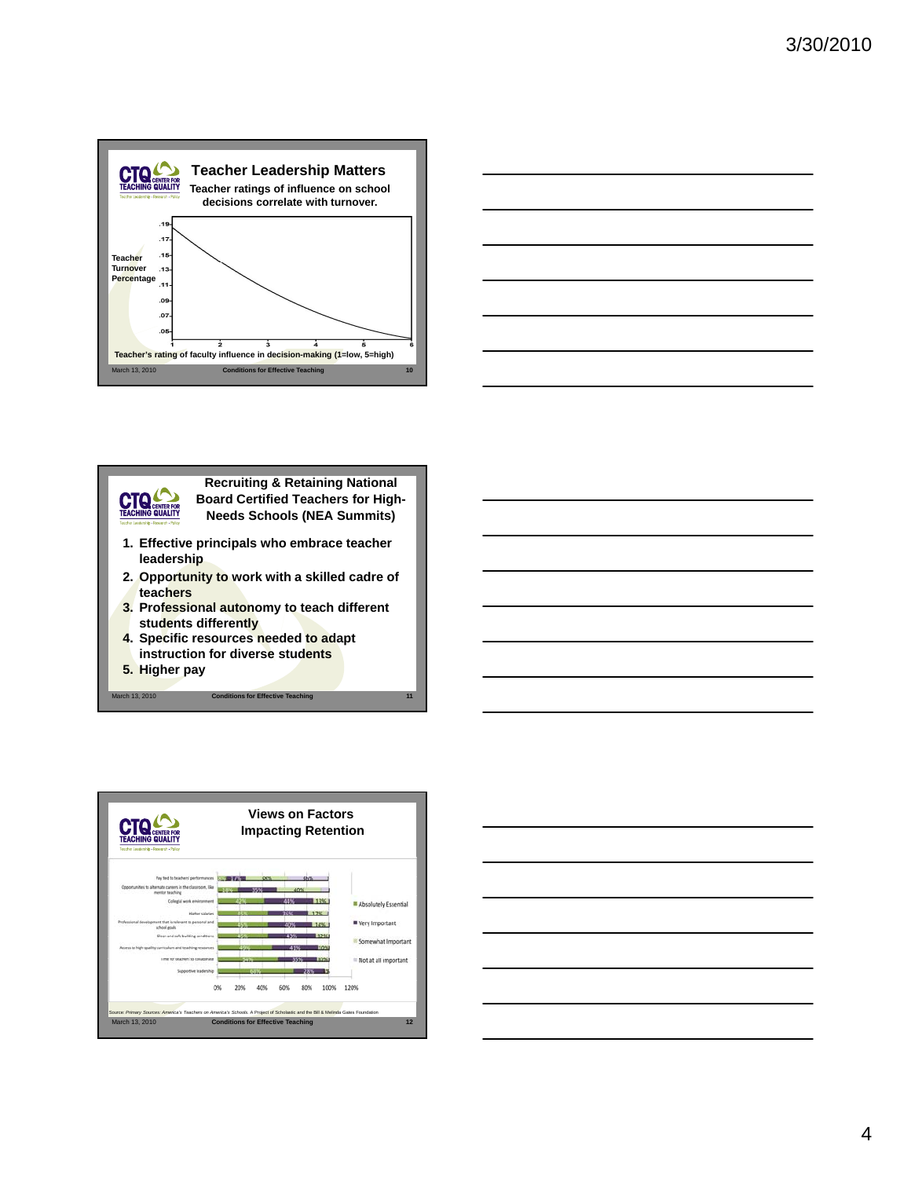## Teacher Leadership Matters

**Teacher ratings of influence on school decisions correlate with turnover.**

Teacher Turnover Percentage (y-axis: .05, .07, .09, .11, .13, .15, .17, .19)

Teacher's rating of faculty influence in decision-making (1=low, 5=high) (x-axis: 1, 2, 3, 4, 5, 6)

## Recruiting & Retaining National Board Certified Teachers for High-Needs Schools (NEA Summits)

1. Effective principals who embrace teacher leadership
2. Opportunity to work with a skilled cadre of teachers
3. Professional autonomy to teach different students differently
4. Specific resources needed to adapt instruction for diverse students
5. Higher pay

## Views on Factors Impacting Retention

| Factor | Absolutely Essential | Very Important | Somewhat Important | Not at all important |
|---|---|---|---|---|
| Pay tied to teachers' performances | 8% | 17% | 40% | 35% |
| Opportunities to alternate careers in the classroom, like mentor teaching | 16% | 35% | 40% | |
| Collegial work environment | 42% | 44% | 13% | |
| Higher salaries | 45% | 36% | 17% | |
| Professional development that is relevant to personal and school goals | 45% | 40% | 14% | |
| Clean and safe building conditions | 49% | 45% | 12% | |
| Access to high quality curriculum and teaching resources | 49% | 41% | 10% | |
| Time for teachers to collaborate | 54% | 35% | 10% | |
| Supportive leadership | 68% | 28% | 5 | |

Source: Primary Sources: America's Teachers on America's Schools. A Project of Scholastic and the Bill & Melinda Gates Foundation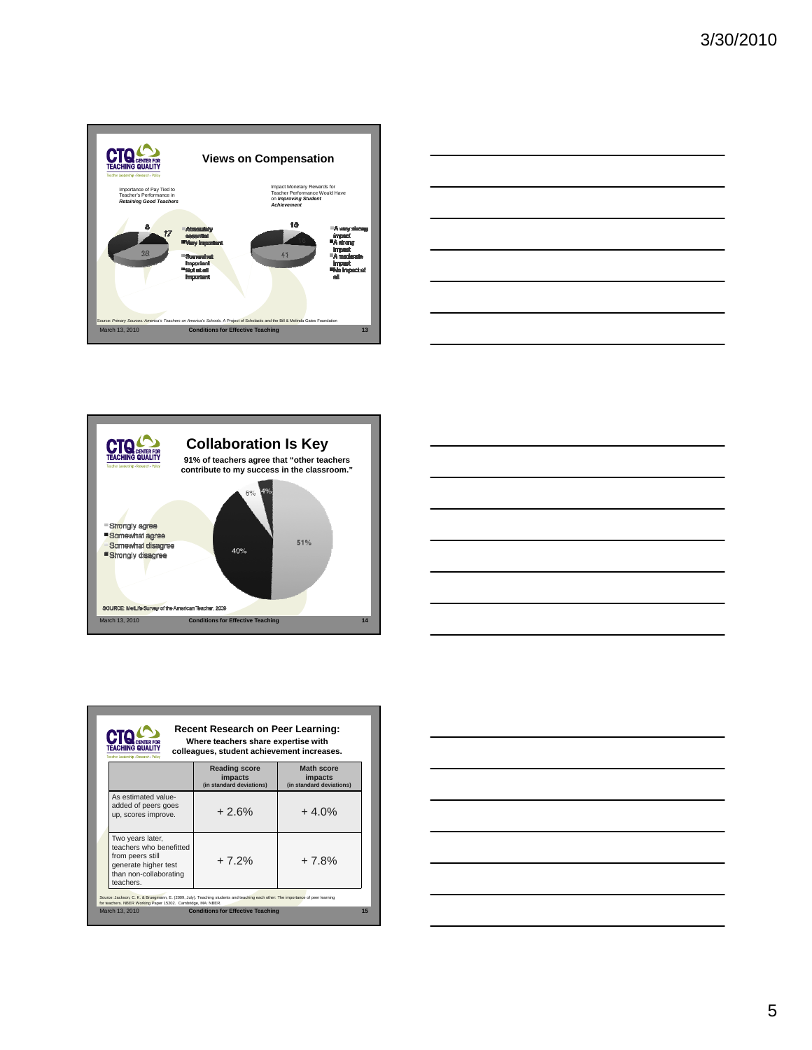## Views on Compensation

Importance of Pay Tied to Teacher's Performance in ***Retaining Good Teachers***

- Absolutely essential
- Very important
- Somewhat important
- Not at all important

8, 17, 38

Impact Monetary Rewards for Teacher Performance Would Have on ***Improving Student Achievement***

- A very strong impact
- A strong impact
- A moderate impact
- No impact at all

10, 41

Source: *Primary Sources: America's Teachers on America's Schools.* A Project of Scholastic and the Bill & Melinda Gates Foundation

March 13, 2010 — **Conditions for Effective Teaching** — 13

## Collaboration Is Key

**91% of teachers agree that "other teachers contribute to my success in the classroom."**

- Strongly agree — 51%
- Somewhat agree — 40%
- Somewhat disagree — 6%
- Strongly disagree — 4%

SOURCE: MetLife Survey of the American Teacher, 2009

March 13, 2010 — **Conditions for Effective Teaching** — 14

## Recent Research on Peer Learning:

**Where teachers share expertise with colleagues, student achievement increases.**

| | Reading score impacts (in standard deviations) | Math score impacts (in standard deviations) |
|---|---|---|
| As estimated value-added of peers goes up, scores improve. | + 2.6% | + 4.0% |
| Two years later, teachers who benefitted from peers still generate higher test than non-collaborating teachers. | + 7.2% | + 7.8% |

Source: Jackson, C. K. & Bruegmann, E. (2009, July). Teaching students and teaching each other: The importance of peer learning for teachers. NBER Working Paper 15202. Cambridge, MA: NBER.

March 13, 2010 — **Conditions for Effective Teaching** — 15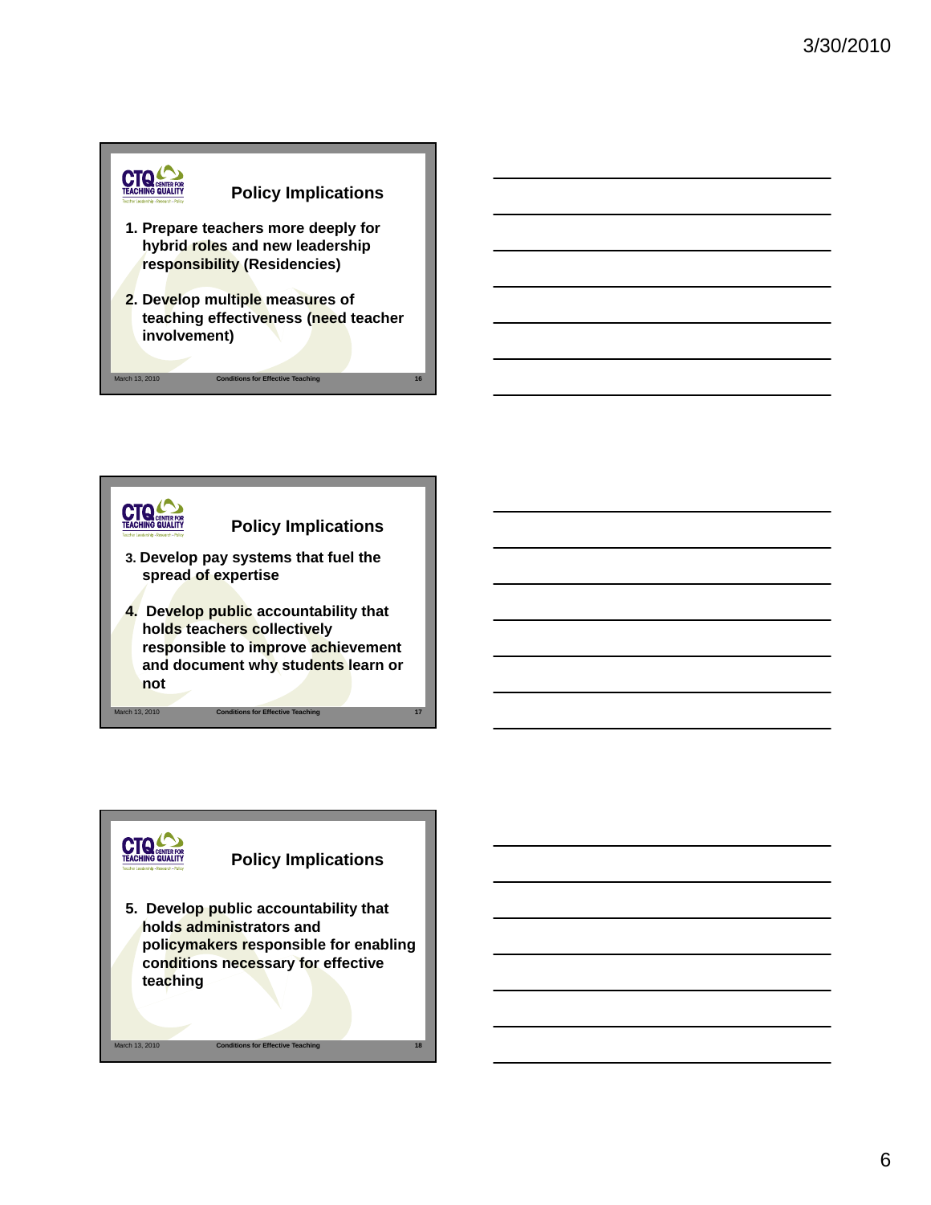## Policy Implications

1. Prepare teachers more deeply for hybrid roles and new leadership responsibility (Residencies)

2. Develop multiple measures of teaching effectiveness (need teacher involvement)

## Policy Implications

3. Develop pay systems that fuel the spread of expertise

4. Develop public accountability that holds teachers collectively responsible to improve achievement and document why students learn or not

## Policy Implications

5. Develop public accountability that holds administrators and policymakers responsible for enabling conditions necessary for effective teaching